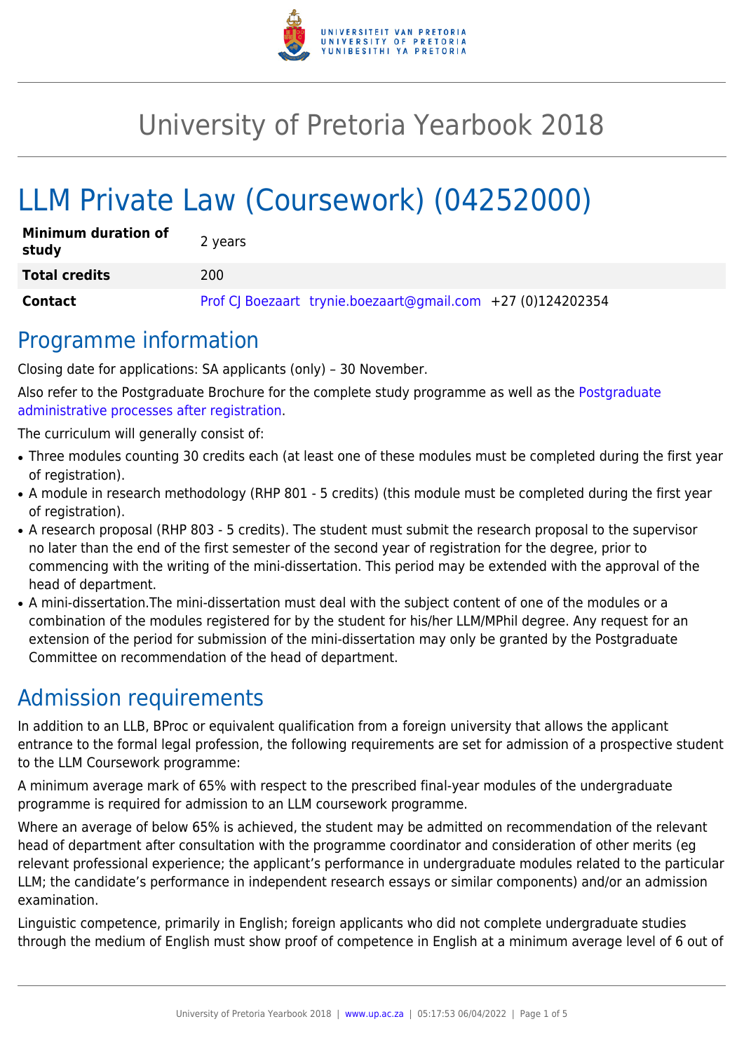# University of Pretoria Yearbook 2018

# LLM Private Law (Coursework) (04252000)

| **Minimum duration of study** | 2 years |
|---|---|
| **Total credits** | 200 |
| **Contact** | Prof CJ Boezaart trynie.boezaart@gmail.com +27 (0)124202354 |

## Programme information

Closing date for applications: SA applicants (only) – 30 November.

Also refer to the Postgraduate Brochure for the complete study programme as well as the Postgraduate administrative processes after registration.

The curriculum will generally consist of:

- Three modules counting 30 credits each (at least one of these modules must be completed during the first year of registration).
- A module in research methodology (RHP 801 - 5 credits) (this module must be completed during the first year of registration).
- A research proposal (RHP 803 - 5 credits). The student must submit the research proposal to the supervisor no later than the end of the first semester of the second year of registration for the degree, prior to commencing with the writing of the mini-dissertation. This period may be extended with the approval of the head of department.
- A mini-dissertation.The mini-dissertation must deal with the subject content of one of the modules or a combination of the modules registered for by the student for his/her LLM/MPhil degree. Any request for an extension of the period for submission of the mini-dissertation may only be granted by the Postgraduate Committee on recommendation of the head of department.

## Admission requirements

In addition to an LLB, BProc or equivalent qualification from a foreign university that allows the applicant entrance to the formal legal profession, the following requirements are set for admission of a prospective student to the LLM Coursework programme:

A minimum average mark of 65% with respect to the prescribed final-year modules of the undergraduate programme is required for admission to an LLM coursework programme.

Where an average of below 65% is achieved, the student may be admitted on recommendation of the relevant head of department after consultation with the programme coordinator and consideration of other merits (eg relevant professional experience; the applicant's performance in undergraduate modules related to the particular LLM; the candidate's performance in independent research essays or similar components) and/or an admission examination.

Linguistic competence, primarily in English; foreign applicants who did not complete undergraduate studies through the medium of English must show proof of competence in English at a minimum average level of 6 out of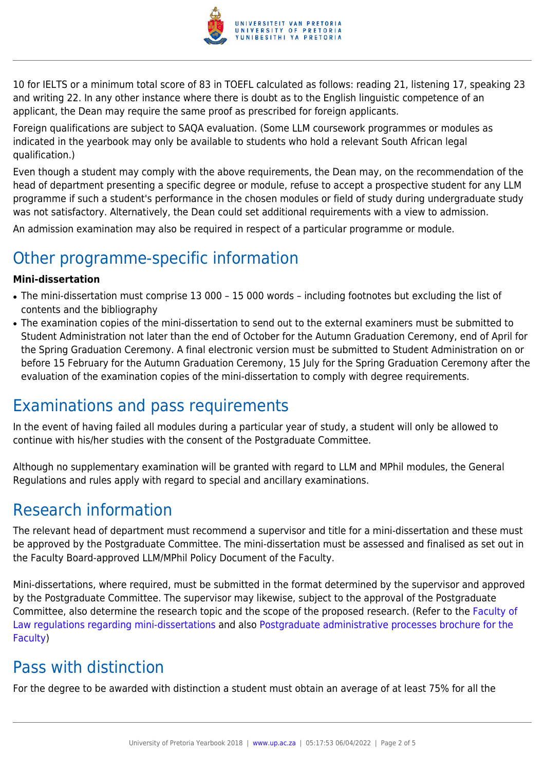10 for IELTS or a minimum total score of 83 in TOEFL calculated as follows: reading 21, listening 17, speaking 23 and writing 22. In any other instance where there is doubt as to the English linguistic competence of an applicant, the Dean may require the same proof as prescribed for foreign applicants.

Foreign qualifications are subject to SAQA evaluation. (Some LLM coursework programmes or modules as indicated in the yearbook may only be available to students who hold a relevant South African legal qualification.)

Even though a student may comply with the above requirements, the Dean may, on the recommendation of the head of department presenting a specific degree or module, refuse to accept a prospective student for any LLM programme if such a student's performance in the chosen modules or field of study during undergraduate study was not satisfactory. Alternatively, the Dean could set additional requirements with a view to admission.

An admission examination may also be required in respect of a particular programme or module.

## Other programme-specific information

**Mini-dissertation**

- The mini-dissertation must comprise 13 000 – 15 000 words – including footnotes but excluding the list of contents and the bibliography
- The examination copies of the mini-dissertation to send out to the external examiners must be submitted to Student Administration not later than the end of October for the Autumn Graduation Ceremony, end of April for the Spring Graduation Ceremony. A final electronic version must be submitted to Student Administration on or before 15 February for the Autumn Graduation Ceremony, 15 July for the Spring Graduation Ceremony after the evaluation of the examination copies of the mini-dissertation to comply with degree requirements.

## Examinations and pass requirements

In the event of having failed all modules during a particular year of study, a student will only be allowed to continue with his/her studies with the consent of the Postgraduate Committee.

Although no supplementary examination will be granted with regard to LLM and MPhil modules, the General Regulations and rules apply with regard to special and ancillary examinations.

## Research information

The relevant head of department must recommend a supervisor and title for a mini-dissertation and these must be approved by the Postgraduate Committee. The mini-dissertation must be assessed and finalised as set out in the Faculty Board-approved LLM/MPhil Policy Document of the Faculty.

Mini-dissertations, where required, must be submitted in the format determined by the supervisor and approved by the Postgraduate Committee. The supervisor may likewise, subject to the approval of the Postgraduate Committee, also determine the research topic and the scope of the proposed research. (Refer to the Faculty of Law regulations regarding mini-dissertations and also Postgraduate administrative processes brochure for the Faculty)

## Pass with distinction

For the degree to be awarded with distinction a student must obtain an average of at least 75% for all the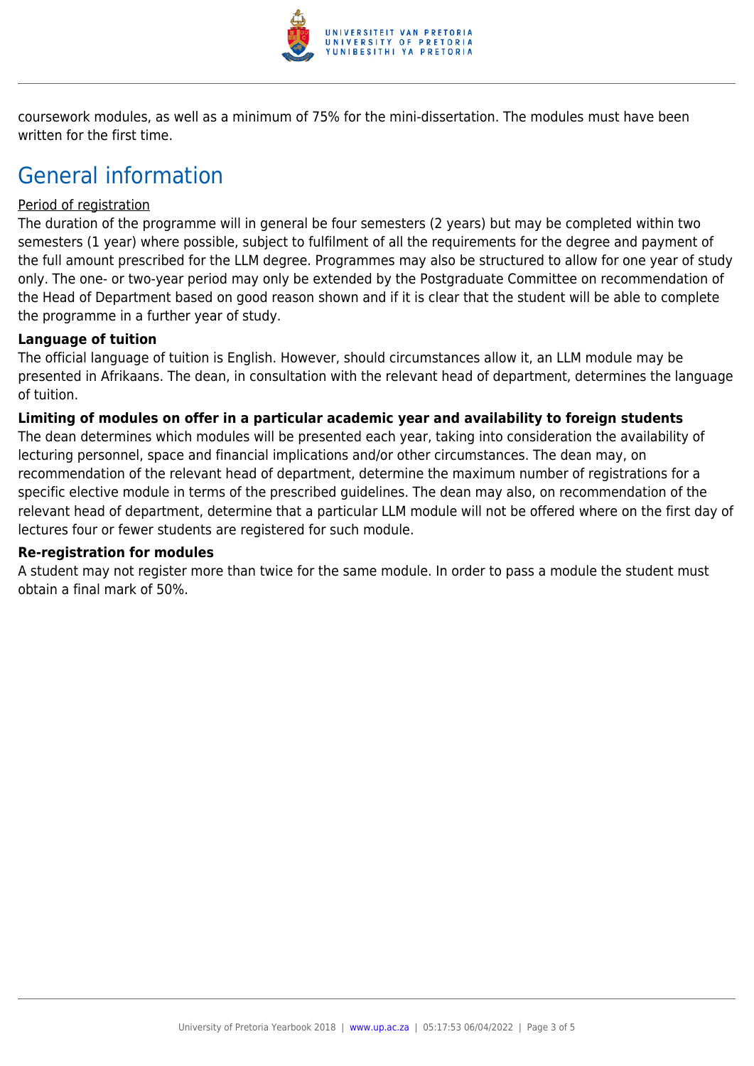coursework modules, as well as a minimum of 75% for the mini-dissertation. The modules must have been written for the first time.

# General information

Period of registration

The duration of the programme will in general be four semesters (2 years) but may be completed within two semesters (1 year) where possible, subject to fulfilment of all the requirements for the degree and payment of the full amount prescribed for the LLM degree. Programmes may also be structured to allow for one year of study only. The one- or two-year period may only be extended by the Postgraduate Committee on recommendation of the Head of Department based on good reason shown and if it is clear that the student will be able to complete the programme in a further year of study.

**Language of tuition**

The official language of tuition is English. However, should circumstances allow it, an LLM module may be presented in Afrikaans. The dean, in consultation with the relevant head of department, determines the language of tuition.

**Limiting of modules on offer in a particular academic year and availability to foreign students**

The dean determines which modules will be presented each year, taking into consideration the availability of lecturing personnel, space and financial implications and/or other circumstances. The dean may, on recommendation of the relevant head of department, determine the maximum number of registrations for a specific elective module in terms of the prescribed guidelines. The dean may also, on recommendation of the relevant head of department, determine that a particular LLM module will not be offered where on the first day of lectures four or fewer students are registered for such module.

**Re-registration for modules**

A student may not register more than twice for the same module. In order to pass a module the student must obtain a final mark of 50%.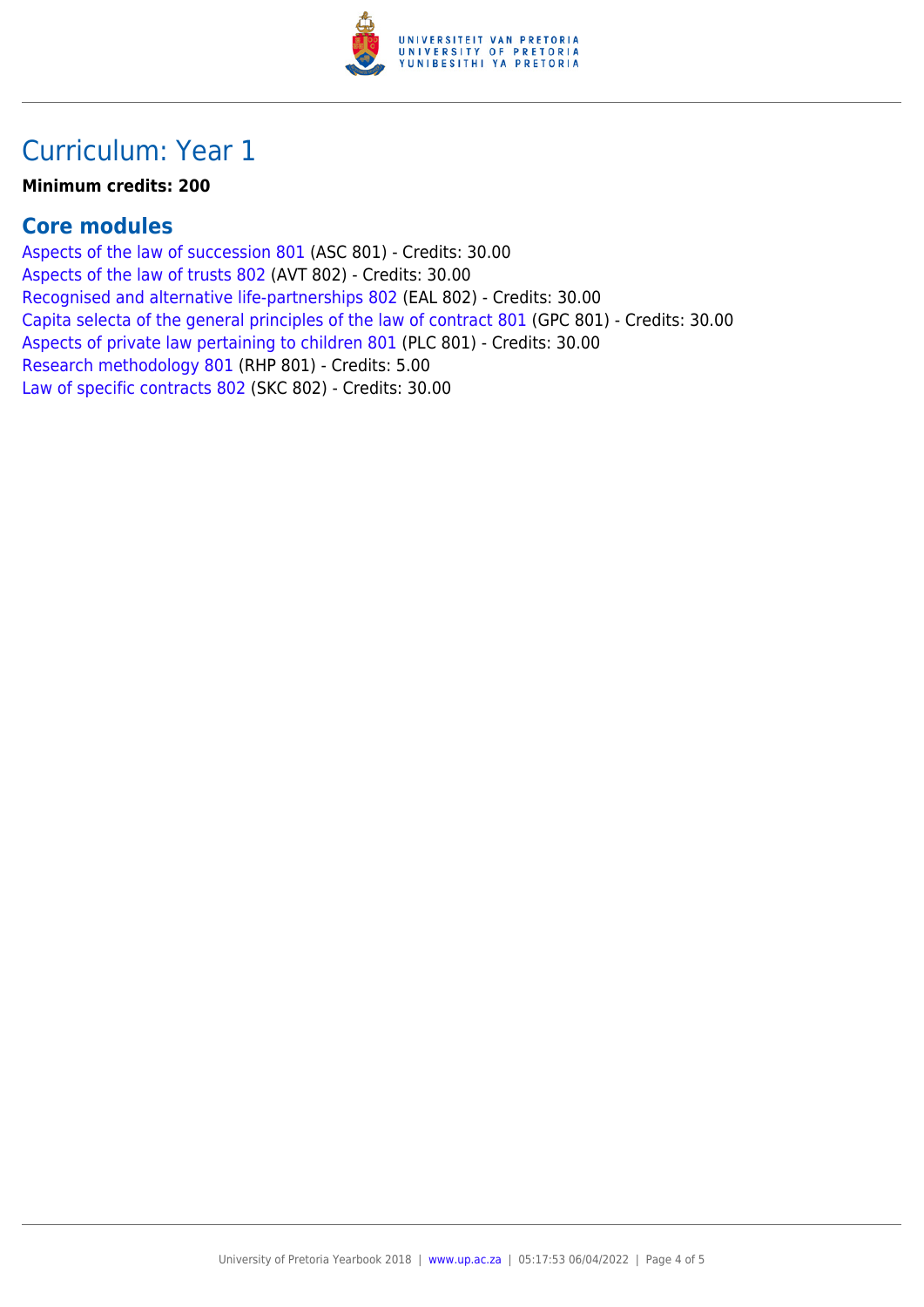# Curriculum: Year 1

**Minimum credits: 200**

## Core modules

Aspects of the law of succession 801 (ASC 801) - Credits: 30.00
Aspects of the law of trusts 802 (AVT 802) - Credits: 30.00
Recognised and alternative life-partnerships 802 (EAL 802) - Credits: 30.00
Capita selecta of the general principles of the law of contract 801 (GPC 801) - Credits: 30.00
Aspects of private law pertaining to children 801 (PLC 801) - Credits: 30.00
Research methodology 801 (RHP 801) - Credits: 5.00
Law of specific contracts 802 (SKC 802) - Credits: 30.00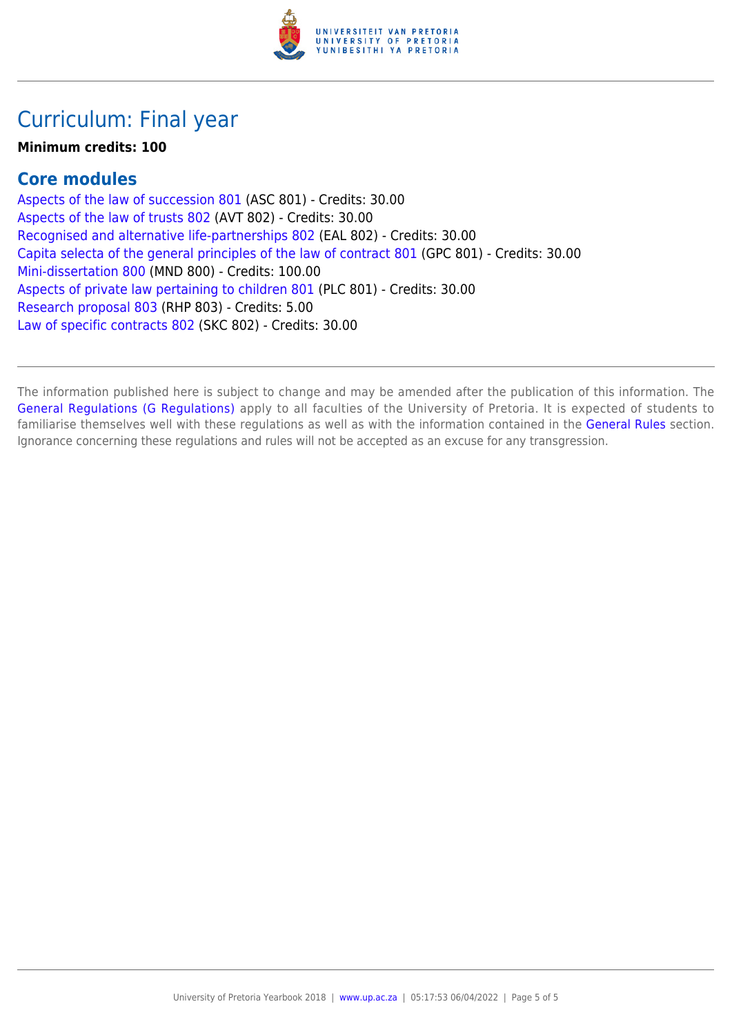## Curriculum: Final year

**Minimum credits: 100**

### Core modules

Aspects of the law of succession 801 (ASC 801) - Credits: 30.00
Aspects of the law of trusts 802 (AVT 802) - Credits: 30.00
Recognised and alternative life-partnerships 802 (EAL 802) - Credits: 30.00
Capita selecta of the general principles of the law of contract 801 (GPC 801) - Credits: 30.00
Mini-dissertation 800 (MND 800) - Credits: 100.00
Aspects of private law pertaining to children 801 (PLC 801) - Credits: 30.00
Research proposal 803 (RHP 803) - Credits: 5.00
Law of specific contracts 802 (SKC 802) - Credits: 30.00

---

The information published here is subject to change and may be amended after the publication of this information. The General Regulations (G Regulations) apply to all faculties of the University of Pretoria. It is expected of students to familiarise themselves well with these regulations as well as with the information contained in the General Rules section. Ignorance concerning these regulations and rules will not be accepted as an excuse for any transgression.